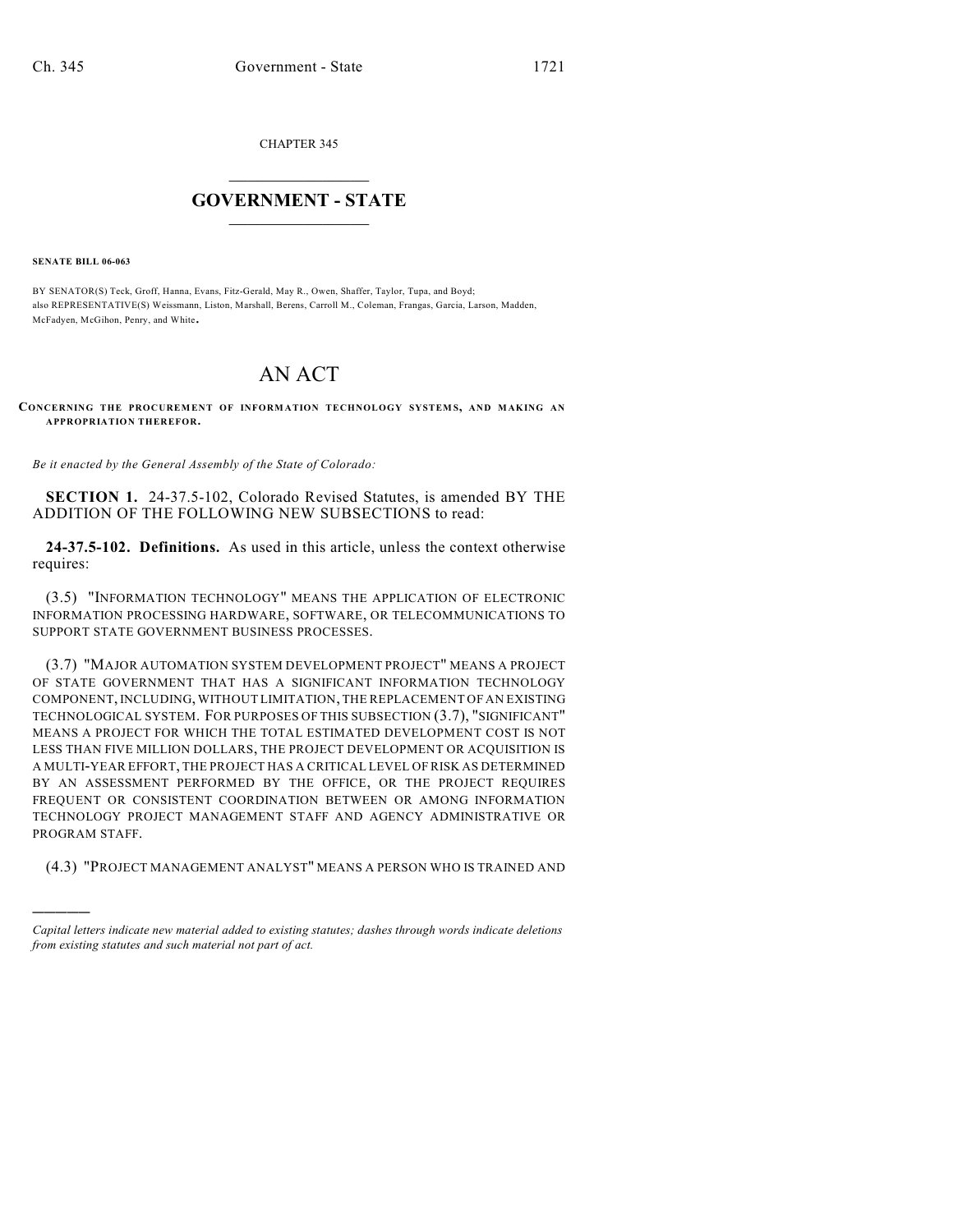CHAPTER 345

# GOVERNMENT - STATE

**SENATE BILL 06-063**

BY SENATOR(S) Teck, Groff, Hanna, Evans, Fitz-Gerald, May R., Owen, Shaffer, Taylor, Tupa, and Boyd;
also REPRESENTATIVE(S) Weissmann, Liston, Marshall, Berens, Carroll M., Coleman, Frangas, Garcia, Larson, Madden, McFadyen, McGihon, Penry, and White.

# AN ACT

**CONCERNING THE PROCUREMENT OF INFORMATION TECHNOLOGY SYSTEMS, AND MAKING AN APPROPRIATION THEREFOR.**

*Be it enacted by the General Assembly of the State of Colorado:*

**SECTION 1.** 24-37.5-102, Colorado Revised Statutes, is amended BY THE ADDITION OF THE FOLLOWING NEW SUBSECTIONS to read:

**24-37.5-102. Definitions.** As used in this article, unless the context otherwise requires:

(3.5) "INFORMATION TECHNOLOGY" MEANS THE APPLICATION OF ELECTRONIC INFORMATION PROCESSING HARDWARE, SOFTWARE, OR TELECOMMUNICATIONS TO SUPPORT STATE GOVERNMENT BUSINESS PROCESSES.

(3.7) "MAJOR AUTOMATION SYSTEM DEVELOPMENT PROJECT" MEANS A PROJECT OF STATE GOVERNMENT THAT HAS A SIGNIFICANT INFORMATION TECHNOLOGY COMPONENT, INCLUDING, WITHOUT LIMITATION, THE REPLACEMENT OF AN EXISTING TECHNOLOGICAL SYSTEM. FOR PURPOSES OF THIS SUBSECTION (3.7), "SIGNIFICANT" MEANS A PROJECT FOR WHICH THE TOTAL ESTIMATED DEVELOPMENT COST IS NOT LESS THAN FIVE MILLION DOLLARS, THE PROJECT DEVELOPMENT OR ACQUISITION IS A MULTI-YEAR EFFORT, THE PROJECT HAS A CRITICAL LEVEL OF RISK AS DETERMINED BY AN ASSESSMENT PERFORMED BY THE OFFICE, OR THE PROJECT REQUIRES FREQUENT OR CONSISTENT COORDINATION BETWEEN OR AMONG INFORMATION TECHNOLOGY PROJECT MANAGEMENT STAFF AND AGENCY ADMINISTRATIVE OR PROGRAM STAFF.

(4.3) "PROJECT MANAGEMENT ANALYST" MEANS A PERSON WHO IS TRAINED AND

---

*Capital letters indicate new material added to existing statutes; dashes through words indicate deletions from existing statutes and such material not part of act.*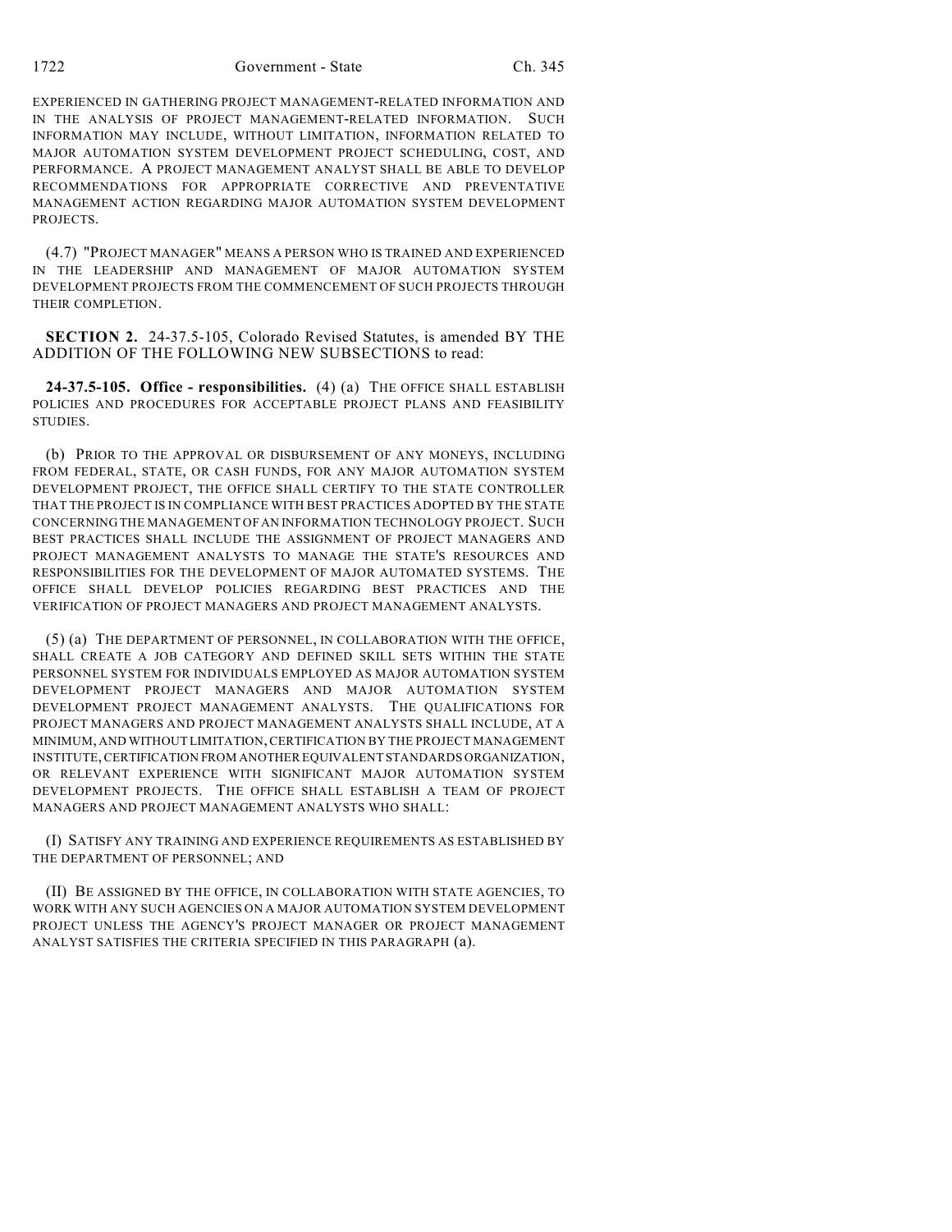EXPERIENCED IN GATHERING PROJECT MANAGEMENT-RELATED INFORMATION AND IN THE ANALYSIS OF PROJECT MANAGEMENT-RELATED INFORMATION. SUCH INFORMATION MAY INCLUDE, WITHOUT LIMITATION, INFORMATION RELATED TO MAJOR AUTOMATION SYSTEM DEVELOPMENT PROJECT SCHEDULING, COST, AND PERFORMANCE. A PROJECT MANAGEMENT ANALYST SHALL BE ABLE TO DEVELOP RECOMMENDATIONS FOR APPROPRIATE CORRECTIVE AND PREVENTATIVE MANAGEMENT ACTION REGARDING MAJOR AUTOMATION SYSTEM DEVELOPMENT PROJECTS.

(4.7) "PROJECT MANAGER" MEANS A PERSON WHO IS TRAINED AND EXPERIENCED IN THE LEADERSHIP AND MANAGEMENT OF MAJOR AUTOMATION SYSTEM DEVELOPMENT PROJECTS FROM THE COMMENCEMENT OF SUCH PROJECTS THROUGH THEIR COMPLETION.

**SECTION 2.** 24-37.5-105, Colorado Revised Statutes, is amended BY THE ADDITION OF THE FOLLOWING NEW SUBSECTIONS to read:

**24-37.5-105. Office - responsibilities.** (4) (a) THE OFFICE SHALL ESTABLISH POLICIES AND PROCEDURES FOR ACCEPTABLE PROJECT PLANS AND FEASIBILITY STUDIES.

(b) PRIOR TO THE APPROVAL OR DISBURSEMENT OF ANY MONEYS, INCLUDING FROM FEDERAL, STATE, OR CASH FUNDS, FOR ANY MAJOR AUTOMATION SYSTEM DEVELOPMENT PROJECT, THE OFFICE SHALL CERTIFY TO THE STATE CONTROLLER THAT THE PROJECT IS IN COMPLIANCE WITH BEST PRACTICES ADOPTED BY THE STATE CONCERNING THE MANAGEMENT OF AN INFORMATION TECHNOLOGY PROJECT. SUCH BEST PRACTICES SHALL INCLUDE THE ASSIGNMENT OF PROJECT MANAGERS AND PROJECT MANAGEMENT ANALYSTS TO MANAGE THE STATE'S RESOURCES AND RESPONSIBILITIES FOR THE DEVELOPMENT OF MAJOR AUTOMATED SYSTEMS. THE OFFICE SHALL DEVELOP POLICIES REGARDING BEST PRACTICES AND THE VERIFICATION OF PROJECT MANAGERS AND PROJECT MANAGEMENT ANALYSTS.

(5) (a) THE DEPARTMENT OF PERSONNEL, IN COLLABORATION WITH THE OFFICE, SHALL CREATE A JOB CATEGORY AND DEFINED SKILL SETS WITHIN THE STATE PERSONNEL SYSTEM FOR INDIVIDUALS EMPLOYED AS MAJOR AUTOMATION SYSTEM DEVELOPMENT PROJECT MANAGERS AND MAJOR AUTOMATION SYSTEM DEVELOPMENT PROJECT MANAGEMENT ANALYSTS. THE QUALIFICATIONS FOR PROJECT MANAGERS AND PROJECT MANAGEMENT ANALYSTS SHALL INCLUDE, AT A MINIMUM, AND WITHOUT LIMITATION, CERTIFICATION BY THE PROJECT MANAGEMENT INSTITUTE, CERTIFICATION FROM ANOTHER EQUIVALENT STANDARDS ORGANIZATION, OR RELEVANT EXPERIENCE WITH SIGNIFICANT MAJOR AUTOMATION SYSTEM DEVELOPMENT PROJECTS. THE OFFICE SHALL ESTABLISH A TEAM OF PROJECT MANAGERS AND PROJECT MANAGEMENT ANALYSTS WHO SHALL:

(I) SATISFY ANY TRAINING AND EXPERIENCE REQUIREMENTS AS ESTABLISHED BY THE DEPARTMENT OF PERSONNEL; AND

(II) BE ASSIGNED BY THE OFFICE, IN COLLABORATION WITH STATE AGENCIES, TO WORK WITH ANY SUCH AGENCIES ON A MAJOR AUTOMATION SYSTEM DEVELOPMENT PROJECT UNLESS THE AGENCY'S PROJECT MANAGER OR PROJECT MANAGEMENT ANALYST SATISFIES THE CRITERIA SPECIFIED IN THIS PARAGRAPH (a).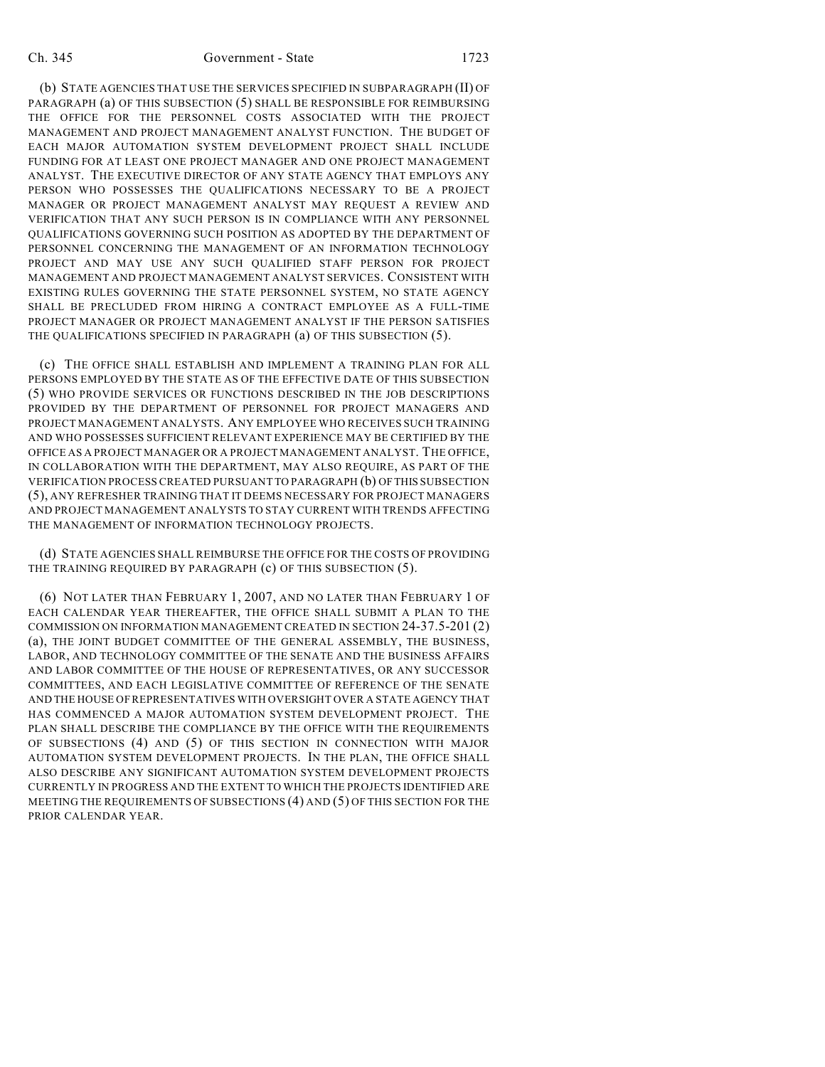(b) STATE AGENCIES THAT USE THE SERVICES SPECIFIED IN SUBPARAGRAPH (II) OF PARAGRAPH (a) OF THIS SUBSECTION (5) SHALL BE RESPONSIBLE FOR REIMBURSING THE OFFICE FOR THE PERSONNEL COSTS ASSOCIATED WITH THE PROJECT MANAGEMENT AND PROJECT MANAGEMENT ANALYST FUNCTION. THE BUDGET OF EACH MAJOR AUTOMATION SYSTEM DEVELOPMENT PROJECT SHALL INCLUDE FUNDING FOR AT LEAST ONE PROJECT MANAGER AND ONE PROJECT MANAGEMENT ANALYST. THE EXECUTIVE DIRECTOR OF ANY STATE AGENCY THAT EMPLOYS ANY PERSON WHO POSSESSES THE QUALIFICATIONS NECESSARY TO BE A PROJECT MANAGER OR PROJECT MANAGEMENT ANALYST MAY REQUEST A REVIEW AND VERIFICATION THAT ANY SUCH PERSON IS IN COMPLIANCE WITH ANY PERSONNEL QUALIFICATIONS GOVERNING SUCH POSITION AS ADOPTED BY THE DEPARTMENT OF PERSONNEL CONCERNING THE MANAGEMENT OF AN INFORMATION TECHNOLOGY PROJECT AND MAY USE ANY SUCH QUALIFIED STAFF PERSON FOR PROJECT MANAGEMENT AND PROJECT MANAGEMENT ANALYST SERVICES. CONSISTENT WITH EXISTING RULES GOVERNING THE STATE PERSONNEL SYSTEM, NO STATE AGENCY SHALL BE PRECLUDED FROM HIRING A CONTRACT EMPLOYEE AS A FULL-TIME PROJECT MANAGER OR PROJECT MANAGEMENT ANALYST IF THE PERSON SATISFIES THE QUALIFICATIONS SPECIFIED IN PARAGRAPH (a) OF THIS SUBSECTION (5).

(c) THE OFFICE SHALL ESTABLISH AND IMPLEMENT A TRAINING PLAN FOR ALL PERSONS EMPLOYED BY THE STATE AS OF THE EFFECTIVE DATE OF THIS SUBSECTION (5) WHO PROVIDE SERVICES OR FUNCTIONS DESCRIBED IN THE JOB DESCRIPTIONS PROVIDED BY THE DEPARTMENT OF PERSONNEL FOR PROJECT MANAGERS AND PROJECT MANAGEMENT ANALYSTS. ANY EMPLOYEE WHO RECEIVES SUCH TRAINING AND WHO POSSESSES SUFFICIENT RELEVANT EXPERIENCE MAY BE CERTIFIED BY THE OFFICE AS A PROJECT MANAGER OR A PROJECT MANAGEMENT ANALYST. THE OFFICE, IN COLLABORATION WITH THE DEPARTMENT, MAY ALSO REQUIRE, AS PART OF THE VERIFICATION PROCESS CREATED PURSUANT TO PARAGRAPH (b) OF THIS SUBSECTION (5), ANY REFRESHER TRAINING THAT IT DEEMS NECESSARY FOR PROJECT MANAGERS AND PROJECT MANAGEMENT ANALYSTS TO STAY CURRENT WITH TRENDS AFFECTING THE MANAGEMENT OF INFORMATION TECHNOLOGY PROJECTS.

(d) STATE AGENCIES SHALL REIMBURSE THE OFFICE FOR THE COSTS OF PROVIDING THE TRAINING REQUIRED BY PARAGRAPH (c) OF THIS SUBSECTION (5).

(6) NOT LATER THAN FEBRUARY 1, 2007, AND NO LATER THAN FEBRUARY 1 OF EACH CALENDAR YEAR THEREAFTER, THE OFFICE SHALL SUBMIT A PLAN TO THE COMMISSION ON INFORMATION MANAGEMENT CREATED IN SECTION 24-37.5-201 (2) (a), THE JOINT BUDGET COMMITTEE OF THE GENERAL ASSEMBLY, THE BUSINESS, LABOR, AND TECHNOLOGY COMMITTEE OF THE SENATE AND THE BUSINESS AFFAIRS AND LABOR COMMITTEE OF THE HOUSE OF REPRESENTATIVES, OR ANY SUCCESSOR COMMITTEES, AND EACH LEGISLATIVE COMMITTEE OF REFERENCE OF THE SENATE AND THE HOUSE OF REPRESENTATIVES WITH OVERSIGHT OVER A STATE AGENCY THAT HAS COMMENCED A MAJOR AUTOMATION SYSTEM DEVELOPMENT PROJECT. THE PLAN SHALL DESCRIBE THE COMPLIANCE BY THE OFFICE WITH THE REQUIREMENTS OF SUBSECTIONS (4) AND (5) OF THIS SECTION IN CONNECTION WITH MAJOR AUTOMATION SYSTEM DEVELOPMENT PROJECTS. IN THE PLAN, THE OFFICE SHALL ALSO DESCRIBE ANY SIGNIFICANT AUTOMATION SYSTEM DEVELOPMENT PROJECTS CURRENTLY IN PROGRESS AND THE EXTENT TO WHICH THE PROJECTS IDENTIFIED ARE MEETING THE REQUIREMENTS OF SUBSECTIONS (4) AND (5) OF THIS SECTION FOR THE PRIOR CALENDAR YEAR.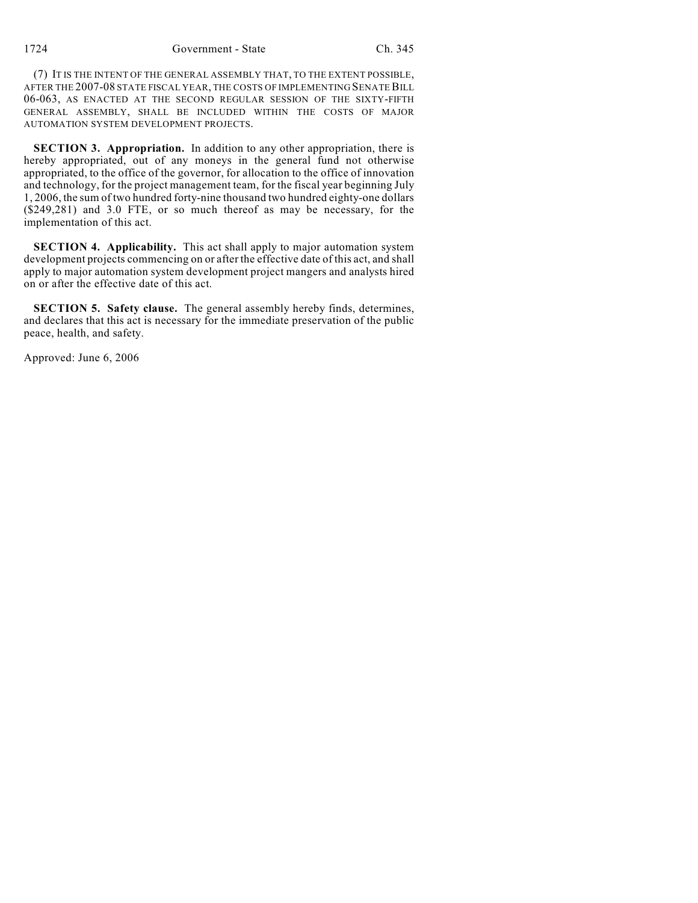(7) IT IS THE INTENT OF THE GENERAL ASSEMBLY THAT, TO THE EXTENT POSSIBLE, AFTER THE 2007-08 STATE FISCAL YEAR, THE COSTS OF IMPLEMENTING SENATE BILL 06-063, AS ENACTED AT THE SECOND REGULAR SESSION OF THE SIXTY-FIFTH GENERAL ASSEMBLY, SHALL BE INCLUDED WITHIN THE COSTS OF MAJOR AUTOMATION SYSTEM DEVELOPMENT PROJECTS.

**SECTION 3. Appropriation.** In addition to any other appropriation, there is hereby appropriated, out of any moneys in the general fund not otherwise appropriated, to the office of the governor, for allocation to the office of innovation and technology, for the project management team, for the fiscal year beginning July 1, 2006, the sum of two hundred forty-nine thousand two hundred eighty-one dollars ($249,281) and 3.0 FTE, or so much thereof as may be necessary, for the implementation of this act.

**SECTION 4. Applicability.** This act shall apply to major automation system development projects commencing on or after the effective date of this act, and shall apply to major automation system development project mangers and analysts hired on or after the effective date of this act.

**SECTION 5. Safety clause.** The general assembly hereby finds, determines, and declares that this act is necessary for the immediate preservation of the public peace, health, and safety.

Approved: June 6, 2006